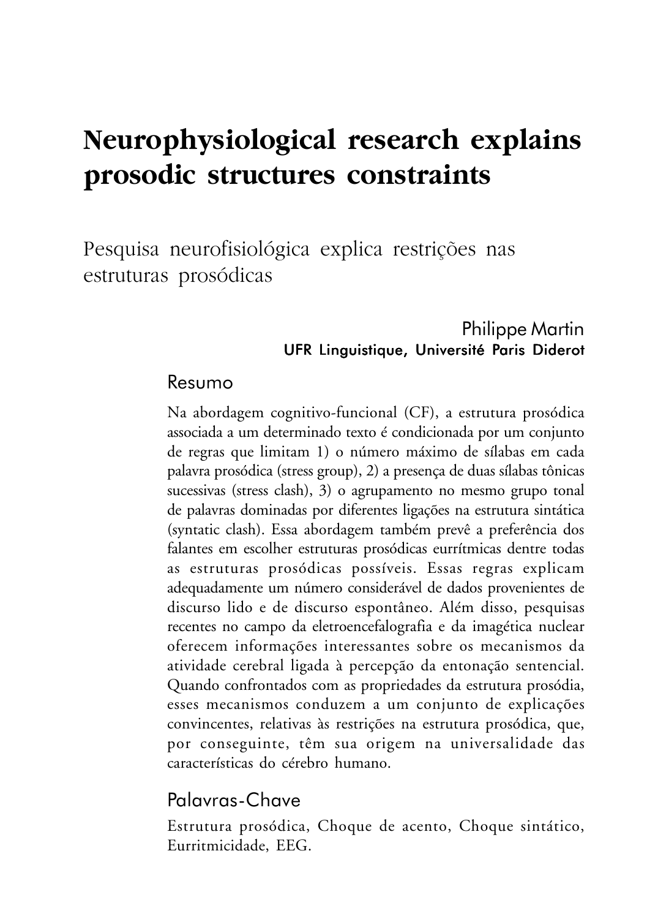# Neurophysiological research explains prosodic structures constraints

Pesquisa neurofisiológica explica restrições nas estruturas prosódicas

Philippe Martin
**UFR Linguistique, Université Paris Diderot**

## Resumo

Na abordagem cognitivo-funcional (CF), a estrutura prosódica associada a um determinado texto é condicionada por um conjunto de regras que limitam 1) o número máximo de sílabas em cada palavra prosódica (stress group), 2) a presença de duas sílabas tônicas sucessivas (stress clash), 3) o agrupamento no mesmo grupo tonal de palavras dominadas por diferentes ligações na estrutura sintática (syntatic clash). Essa abordagem também prevê a preferência dos falantes em escolher estruturas prosódicas eurrítmicas dentre todas as estruturas prosódicas possíveis. Essas regras explicam adequadamente um número considerável de dados provenientes de discurso lido e de discurso espontâneo. Além disso, pesquisas recentes no campo da eletroencefalografia e da imagética nuclear oferecem informações interessantes sobre os mecanismos da atividade cerebral ligada à percepção da entonação sentencial. Quando confrontados com as propriedades da estrutura prosódia, esses mecanismos conduzem a um conjunto de explicações convincentes, relativas às restrições na estrutura prosódica, que, por conseguinte, têm sua origem na universalidade das características do cérebro humano.

## Palavras-Chave

Estrutura prosódica, Choque de acento, Choque sintático, Eurritmicidade, EEG.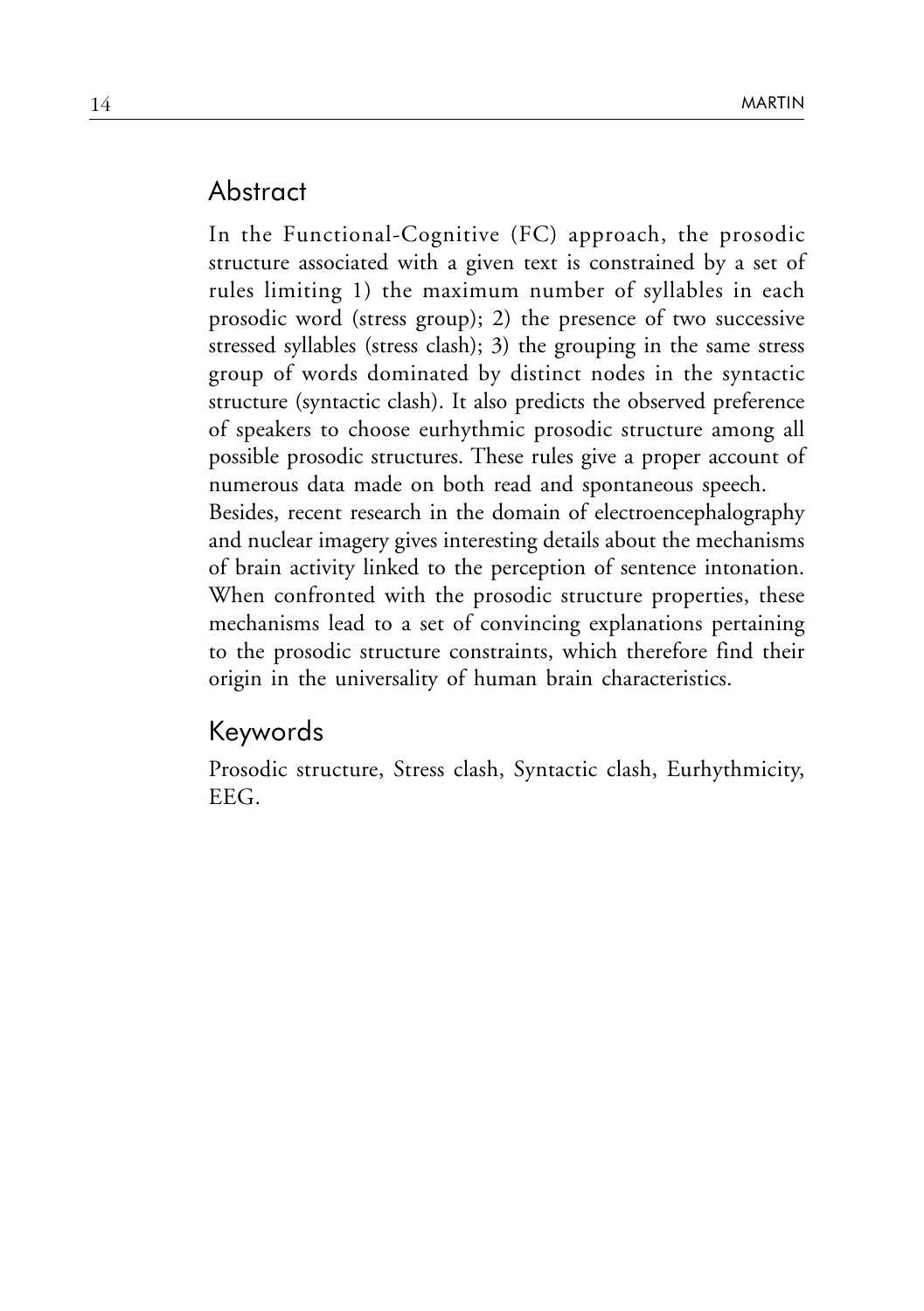## Abstract

In the Functional-Cognitive (FC) approach, the prosodic structure associated with a given text is constrained by a set of rules limiting 1) the maximum number of syllables in each prosodic word (stress group); 2) the presence of two successive stressed syllables (stress clash); 3) the grouping in the same stress group of words dominated by distinct nodes in the syntactic structure (syntactic clash). It also predicts the observed preference of speakers to choose eurhythmic prosodic structure among all possible prosodic structures. These rules give a proper account of numerous data made on both read and spontaneous speech.

Besides, recent research in the domain of electroencephalography and nuclear imagery gives interesting details about the mechanisms of brain activity linked to the perception of sentence intonation. When confronted with the prosodic structure properties, these mechanisms lead to a set of convincing explanations pertaining to the prosodic structure constraints, which therefore find their origin in the universality of human brain characteristics.

## Keywords

Prosodic structure, Stress clash, Syntactic clash, Eurhythmicity, EEG.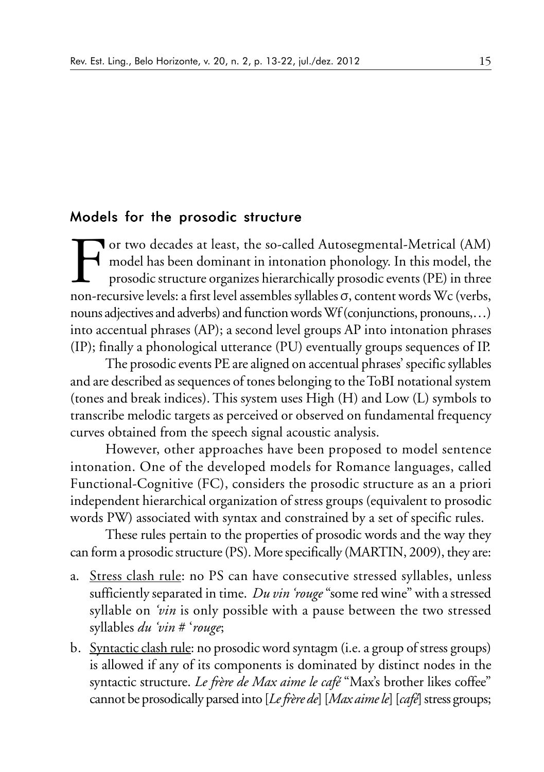## Models for the prosodic structure

For two decades at least, the so-called Autosegmental-Metrical (AM) model has been dominant in intonation phonology. In this model, the prosodic structure organizes hierarchically prosodic events (PE) in three non-recursive levels: a first level assembles syllables σ, content words Wc (verbs, nouns adjectives and adverbs) and function words Wf (conjunctions, pronouns,…) into accentual phrases (AP); a second level groups AP into intonation phrases (IP); finally a phonological utterance (PU) eventually groups sequences of IP.

The prosodic events PE are aligned on accentual phrases' specific syllables and are described as sequences of tones belonging to the ToBI notational system (tones and break indices). This system uses High (H) and Low (L) symbols to transcribe melodic targets as perceived or observed on fundamental frequency curves obtained from the speech signal acoustic analysis.

However, other approaches have been proposed to model sentence intonation. One of the developed models for Romance languages, called Functional-Cognitive (FC), considers the prosodic structure as an a priori independent hierarchical organization of stress groups (equivalent to prosodic words PW) associated with syntax and constrained by a set of specific rules.

These rules pertain to the properties of prosodic words and the way they can form a prosodic structure (PS). More specifically (MARTIN, 2009), they are:

a. <u>Stress clash rule</u>: no PS can have consecutive stressed syllables, unless sufficiently separated in time. *Du vin 'rouge* "some red wine" with a stressed syllable on *'vin* is only possible with a pause between the two stressed syllables *du 'vin #* '*rouge*;

b. <u>Syntactic clash rule</u>: no prosodic word syntagm (i.e. a group of stress groups) is allowed if any of its components is dominated by distinct nodes in the syntactic structure. *Le frère de Max aime le café* "Max's brother likes coffee" cannot be prosodically parsed into [*Le frère de*] [*Max aime le*] [*café*] stress groups;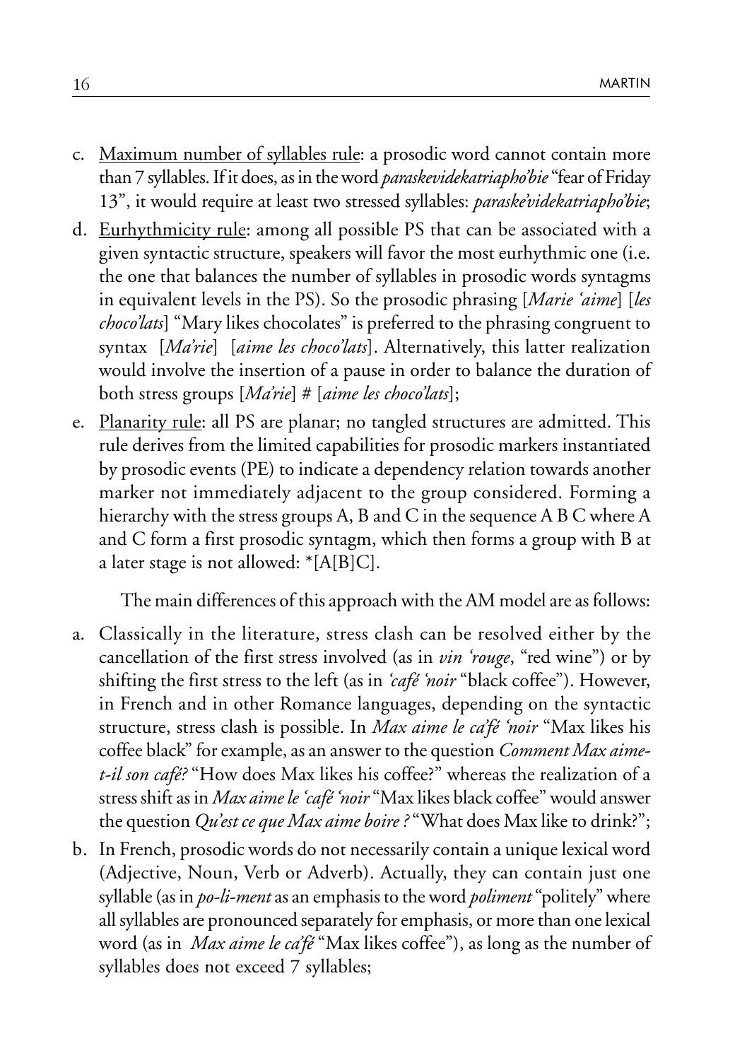c. Maximum number of syllables rule: a prosodic word cannot contain more than 7 syllables. If it does, as in the word *paraskevidekatriapho'bie* "fear of Friday 13", it would require at least two stressed syllables: *paraske'videkatriapho'bie*;

d. Eurhythmicity rule: among all possible PS that can be associated with a given syntactic structure, speakers will favor the most eurhythmic one (i.e. the one that balances the number of syllables in prosodic words syntagms in equivalent levels in the PS). So the prosodic phrasing [*Marie 'aime*] [*les choco'lats*] "Mary likes chocolates" is preferred to the phrasing congruent to syntax [*Ma'rie*] [*aime les choco'lats*]. Alternatively, this latter realization would involve the insertion of a pause in order to balance the duration of both stress groups [*Ma'rie*] # [*aime les choco'lats*];

e. Planarity rule: all PS are planar; no tangled structures are admitted. This rule derives from the limited capabilities for prosodic markers instantiated by prosodic events (PE) to indicate a dependency relation towards another marker not immediately adjacent to the group considered. Forming a hierarchy with the stress groups A, B and C in the sequence A B C where A and C form a first prosodic syntagm, which then forms a group with B at a later stage is not allowed: *[A[B]C].

The main differences of this approach with the AM model are as follows:

a. Classically in the literature, stress clash can be resolved either by the cancellation of the first stress involved (as in *vin 'rouge*, "red wine") or by shifting the first stress to the left (as in *'café 'noir* "black coffee"). However, in French and in other Romance languages, depending on the syntactic structure, stress clash is possible. In *Max aime le ca'fé 'noir* "Max likes his coffee black" for example, as an answer to the question *Comment Max aime-t-il son café?* "How does Max likes his coffee?" whereas the realization of a stress shift as in *Max aime le 'café 'noir* "Max likes black coffee" would answer the question *Qu'est ce que Max aime boire ?* "What does Max like to drink?";

b. In French, prosodic words do not necessarily contain a unique lexical word (Adjective, Noun, Verb or Adverb). Actually, they can contain just one syllable (as in *po-li-ment* as an emphasis to the word *poliment* "politely" where all syllables are pronounced separately for emphasis, or more than one lexical word (as in *Max aime le ca'fé* "Max likes coffee"), as long as the number of syllables does not exceed 7 syllables;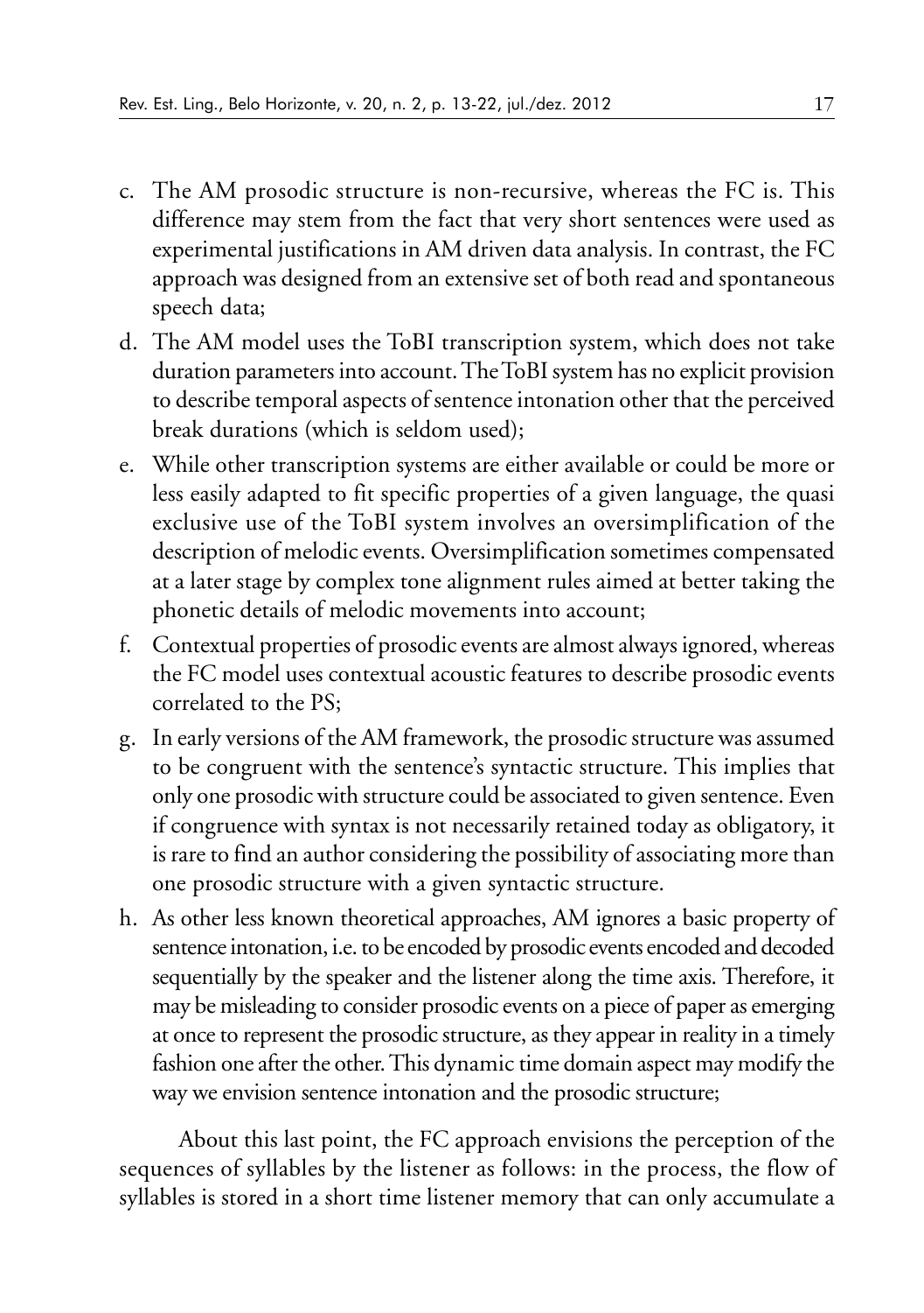c. The AM prosodic structure is non-recursive, whereas the FC is. This difference may stem from the fact that very short sentences were used as experimental justifications in AM driven data analysis. In contrast, the FC approach was designed from an extensive set of both read and spontaneous speech data;
d. The AM model uses the ToBI transcription system, which does not take duration parameters into account. The ToBI system has no explicit provision to describe temporal aspects of sentence intonation other that the perceived break durations (which is seldom used);
e. While other transcription systems are either available or could be more or less easily adapted to fit specific properties of a given language, the quasi exclusive use of the ToBI system involves an oversimplification of the description of melodic events. Oversimplification sometimes compensated at a later stage by complex tone alignment rules aimed at better taking the phonetic details of melodic movements into account;
f. Contextual properties of prosodic events are almost always ignored, whereas the FC model uses contextual acoustic features to describe prosodic events correlated to the PS;
g. In early versions of the AM framework, the prosodic structure was assumed to be congruent with the sentence's syntactic structure. This implies that only one prosodic with structure could be associated to given sentence. Even if congruence with syntax is not necessarily retained today as obligatory, it is rare to find an author considering the possibility of associating more than one prosodic structure with a given syntactic structure.
h. As other less known theoretical approaches, AM ignores a basic property of sentence intonation, i.e. to be encoded by prosodic events encoded and decoded sequentially by the speaker and the listener along the time axis. Therefore, it may be misleading to consider prosodic events on a piece of paper as emerging at once to represent the prosodic structure, as they appear in reality in a timely fashion one after the other. This dynamic time domain aspect may modify the way we envision sentence intonation and the prosodic structure;

About this last point, the FC approach envisions the perception of the sequences of syllables by the listener as follows: in the process, the flow of syllables is stored in a short time listener memory that can only accumulate a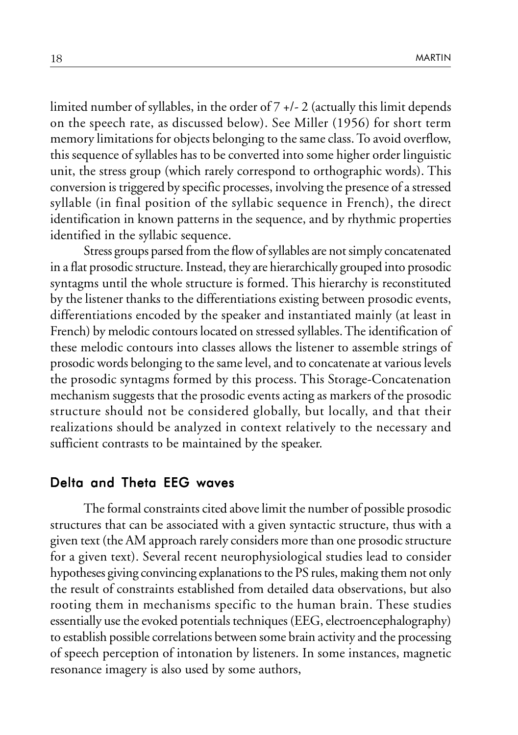limited number of syllables, in the order of 7 +/- 2 (actually this limit depends on the speech rate, as discussed below). See Miller (1956) for short term memory limitations for objects belonging to the same class. To avoid overflow, this sequence of syllables has to be converted into some higher order linguistic unit, the stress group (which rarely correspond to orthographic words). This conversion is triggered by specific processes, involving the presence of a stressed syllable (in final position of the syllabic sequence in French), the direct identification in known patterns in the sequence, and by rhythmic properties identified in the syllabic sequence.

Stress groups parsed from the flow of syllables are not simply concatenated in a flat prosodic structure. Instead, they are hierarchically grouped into prosodic syntagms until the whole structure is formed. This hierarchy is reconstituted by the listener thanks to the differentiations existing between prosodic events, differentiations encoded by the speaker and instantiated mainly (at least in French) by melodic contours located on stressed syllables. The identification of these melodic contours into classes allows the listener to assemble strings of prosodic words belonging to the same level, and to concatenate at various levels the prosodic syntagms formed by this process. This Storage-Concatenation mechanism suggests that the prosodic events acting as markers of the prosodic structure should not be considered globally, but locally, and that their realizations should be analyzed in context relatively to the necessary and sufficient contrasts to be maintained by the speaker.

## Delta and Theta EEG waves

The formal constraints cited above limit the number of possible prosodic structures that can be associated with a given syntactic structure, thus with a given text (the AM approach rarely considers more than one prosodic structure for a given text). Several recent neurophysiological studies lead to consider hypotheses giving convincing explanations to the PS rules, making them not only the result of constraints established from detailed data observations, but also rooting them in mechanisms specific to the human brain. These studies essentially use the evoked potentials techniques (EEG, electroencephalography) to establish possible correlations between some brain activity and the processing of speech perception of intonation by listeners. In some instances, magnetic resonance imagery is also used by some authors,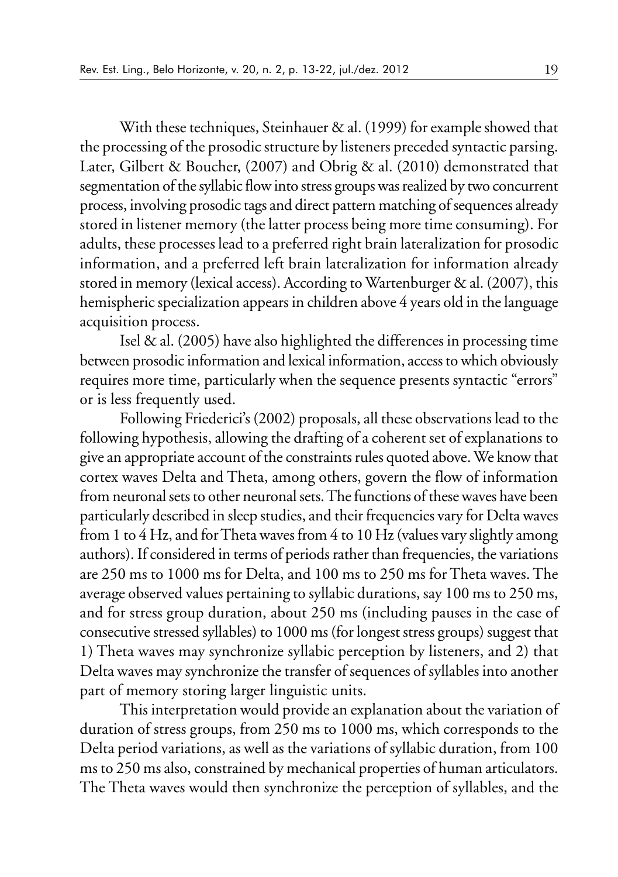With these techniques, Steinhauer & al. (1999) for example showed that the processing of the prosodic structure by listeners preceded syntactic parsing. Later, Gilbert & Boucher, (2007) and Obrig & al. (2010) demonstrated that segmentation of the syllabic flow into stress groups was realized by two concurrent process, involving prosodic tags and direct pattern matching of sequences already stored in listener memory (the latter process being more time consuming). For adults, these processes lead to a preferred right brain lateralization for prosodic information, and a preferred left brain lateralization for information already stored in memory (lexical access). According to Wartenburger & al. (2007), this hemispheric specialization appears in children above 4 years old in the language acquisition process.

Isel & al. (2005) have also highlighted the differences in processing time between prosodic information and lexical information, access to which obviously requires more time, particularly when the sequence presents syntactic "errors" or is less frequently used.

Following Friederici's (2002) proposals, all these observations lead to the following hypothesis, allowing the drafting of a coherent set of explanations to give an appropriate account of the constraints rules quoted above. We know that cortex waves Delta and Theta, among others, govern the flow of information from neuronal sets to other neuronal sets. The functions of these waves have been particularly described in sleep studies, and their frequencies vary for Delta waves from 1 to 4 Hz, and for Theta waves from 4 to 10 Hz (values vary slightly among authors). If considered in terms of periods rather than frequencies, the variations are 250 ms to 1000 ms for Delta, and 100 ms to 250 ms for Theta waves. The average observed values pertaining to syllabic durations, say 100 ms to 250 ms, and for stress group duration, about 250 ms (including pauses in the case of consecutive stressed syllables) to 1000 ms (for longest stress groups) suggest that 1) Theta waves may synchronize syllabic perception by listeners, and 2) that Delta waves may synchronize the transfer of sequences of syllables into another part of memory storing larger linguistic units.

This interpretation would provide an explanation about the variation of duration of stress groups, from 250 ms to 1000 ms, which corresponds to the Delta period variations, as well as the variations of syllabic duration, from 100 ms to 250 ms also, constrained by mechanical properties of human articulators. The Theta waves would then synchronize the perception of syllables, and the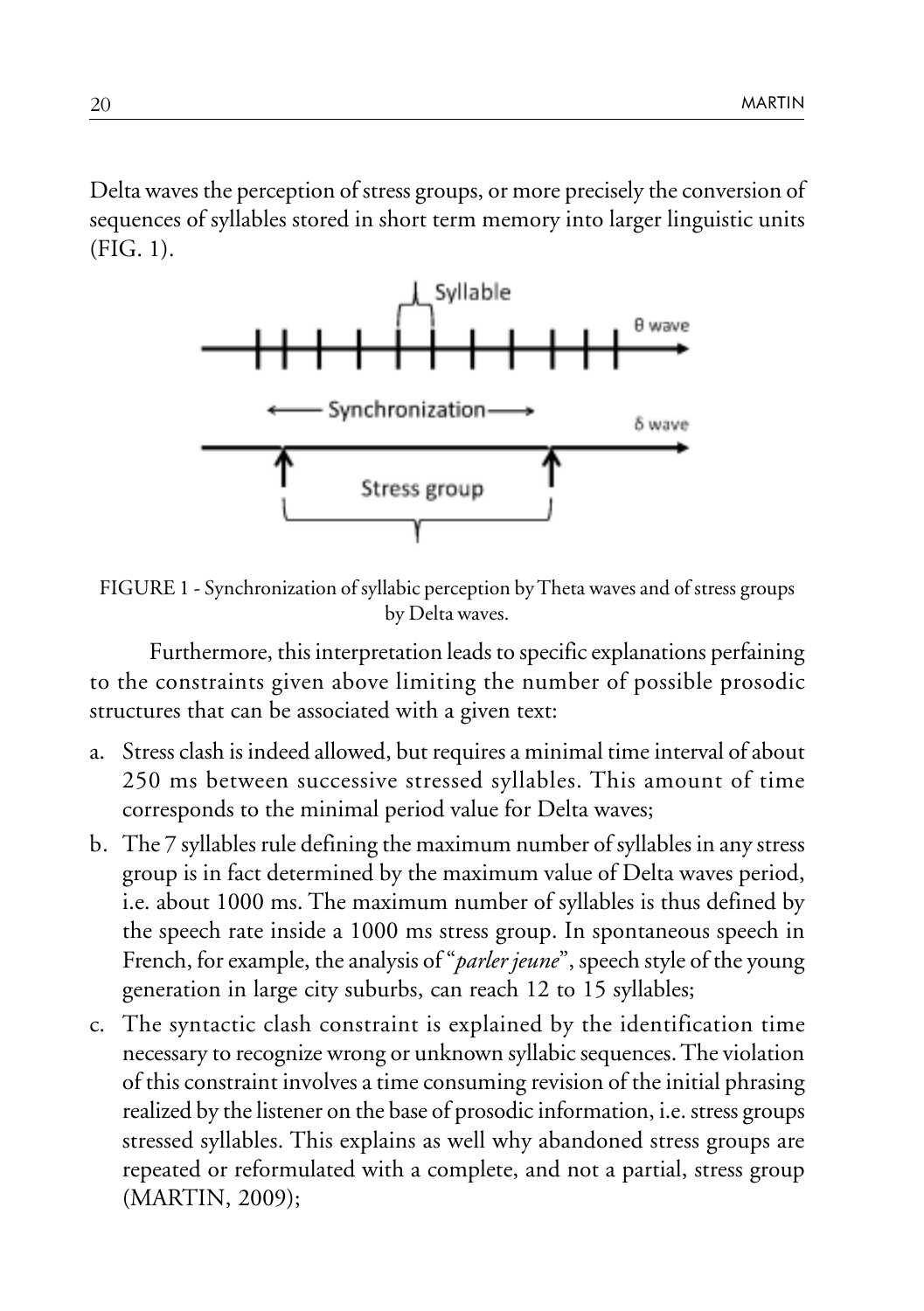Delta waves the perception of stress groups, or more precisely the conversion of sequences of syllables stored in short term memory into larger linguistic units (FIG. 1).

Syllable

θ wave

Synchronization

δ wave

Stress group

FIGURE 1 - Synchronization of syllabic perception by Theta waves and of stress groups by Delta waves.

Furthermore, this interpretation leads to specific explanations perfaining to the constraints given above limiting the number of possible prosodic structures that can be associated with a given text:

a. Stress clash is indeed allowed, but requires a minimal time interval of about 250 ms between successive stressed syllables. This amount of time corresponds to the minimal period value for Delta waves;

b. The 7 syllables rule defining the maximum number of syllables in any stress group is in fact determined by the maximum value of Delta waves period, i.e. about 1000 ms. The maximum number of syllables is thus defined by the speech rate inside a 1000 ms stress group. In spontaneous speech in French, for example, the analysis of "*parler jeune*", speech style of the young generation in large city suburbs, can reach 12 to 15 syllables;

c. The syntactic clash constraint is explained by the identification time necessary to recognize wrong or unknown syllabic sequences. The violation of this constraint involves a time consuming revision of the initial phrasing realized by the listener on the base of prosodic information, i.e. stress groups stressed syllables. This explains as well why abandoned stress groups are repeated or reformulated with a complete, and not a partial, stress group (MARTIN, 2009);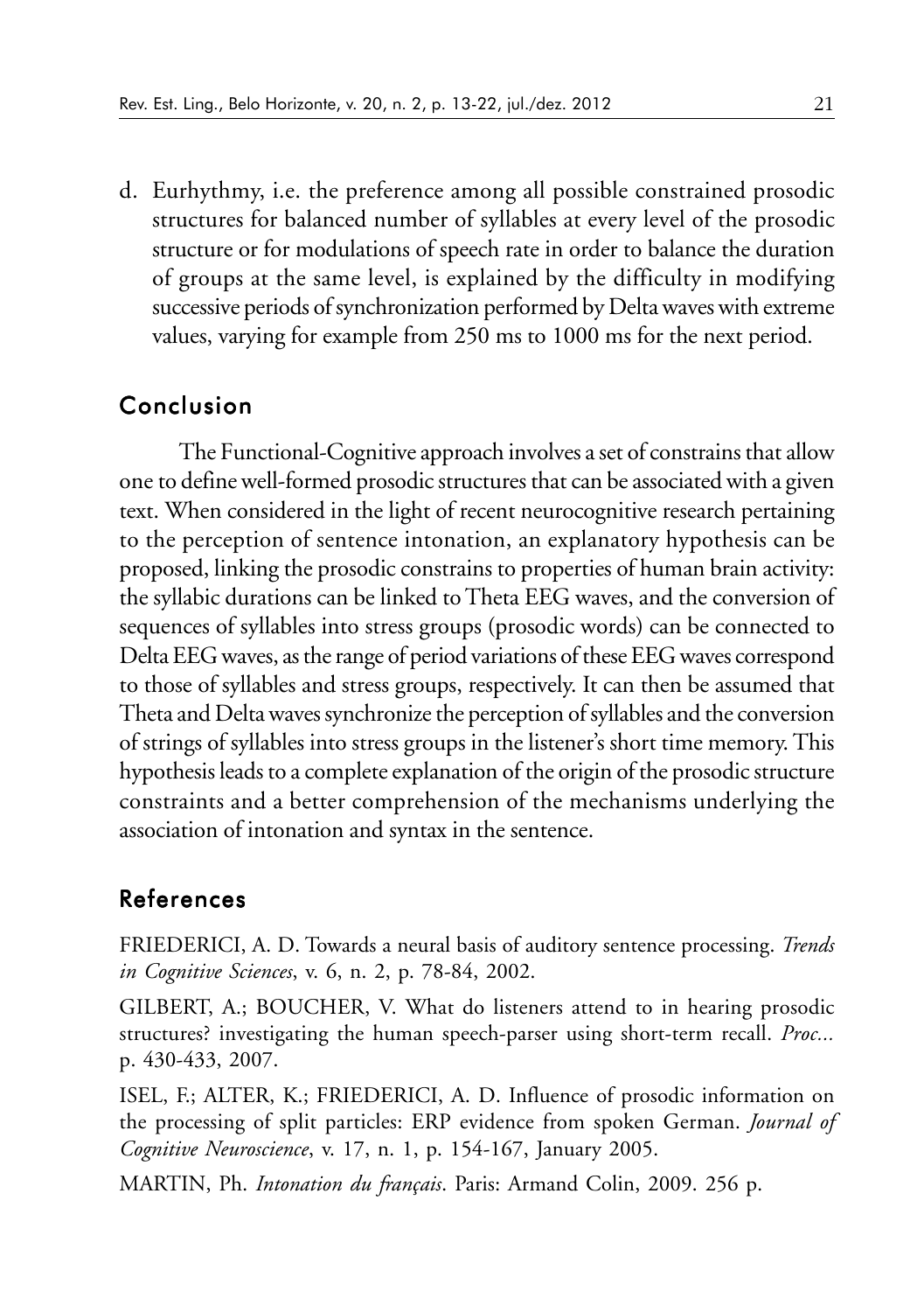d. Eurhythmy, i.e. the preference among all possible constrained prosodic structures for balanced number of syllables at every level of the prosodic structure or for modulations of speech rate in order to balance the duration of groups at the same level, is explained by the difficulty in modifying successive periods of synchronization performed by Delta waves with extreme values, varying for example from 250 ms to 1000 ms for the next period.

## Conclusion

The Functional-Cognitive approach involves a set of constrains that allow one to define well-formed prosodic structures that can be associated with a given text. When considered in the light of recent neurocognitive research pertaining to the perception of sentence intonation, an explanatory hypothesis can be proposed, linking the prosodic constrains to properties of human brain activity: the syllabic durations can be linked to Theta EEG waves, and the conversion of sequences of syllables into stress groups (prosodic words) can be connected to Delta EEG waves, as the range of period variations of these EEG waves correspond to those of syllables and stress groups, respectively. It can then be assumed that Theta and Delta waves synchronize the perception of syllables and the conversion of strings of syllables into stress groups in the listener's short time memory. This hypothesis leads to a complete explanation of the origin of the prosodic structure constraints and a better comprehension of the mechanisms underlying the association of intonation and syntax in the sentence.

## References

FRIEDERICI, A. D. Towards a neural basis of auditory sentence processing. *Trends in Cognitive Sciences*, v. 6, n. 2, p. 78-84, 2002.

GILBERT, A.; BOUCHER, V. What do listeners attend to in hearing prosodic structures? investigating the human speech-parser using short-term recall. *Proc...* p. 430-433, 2007.

ISEL, F.; ALTER, K.; FRIEDERICI, A. D. Influence of prosodic information on the processing of split particles: ERP evidence from spoken German. *Journal of Cognitive Neuroscience*, v. 17, n. 1, p. 154-167, January 2005.

MARTIN, Ph. *Intonation du français*. Paris: Armand Colin, 2009. 256 p.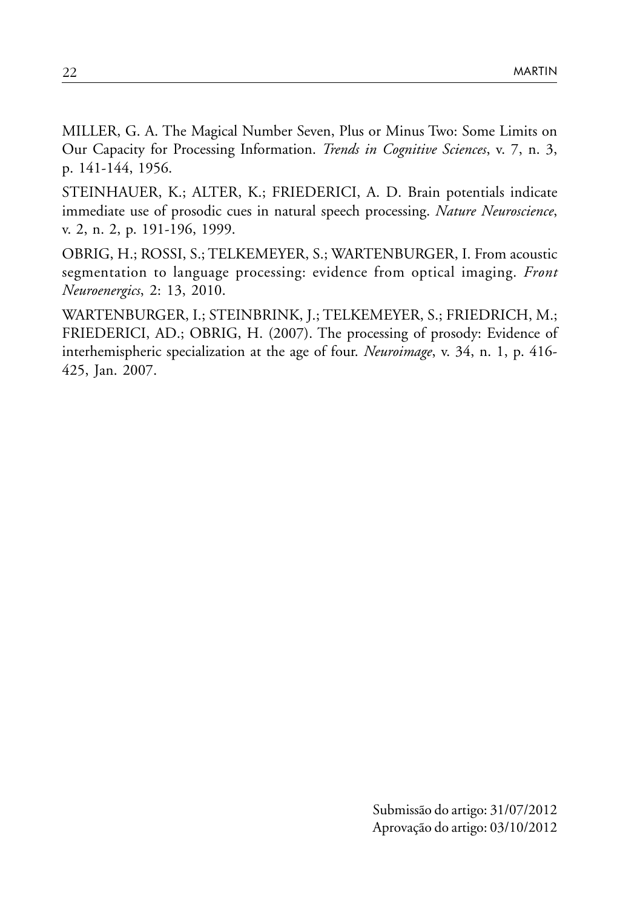MILLER, G. A. The Magical Number Seven, Plus or Minus Two: Some Limits on Our Capacity for Processing Information. *Trends in Cognitive Sciences*, v. 7, n. 3, p. 141-144, 1956.

STEINHAUER, K.; ALTER, K.; FRIEDERICI, A. D. Brain potentials indicate immediate use of prosodic cues in natural speech processing. *Nature Neuroscience*, v. 2, n. 2, p. 191-196, 1999.

OBRIG, H.; ROSSI, S.; TELKEMEYER, S.; WARTENBURGER, I. From acoustic segmentation to language processing: evidence from optical imaging. *Front Neuroenergics*, 2: 13, 2010.

WARTENBURGER, I.; STEINBRINK, J.; TELKEMEYER, S.; FRIEDRICH, M.; FRIEDERICI, AD.; OBRIG, H. (2007). The processing of prosody: Evidence of interhemispheric specialization at the age of four. *Neuroimage*, v. 34, n. 1, p. 416-425, Jan. 2007.

Submissão do artigo: 31/07/2012
Aprovação do artigo: 03/10/2012